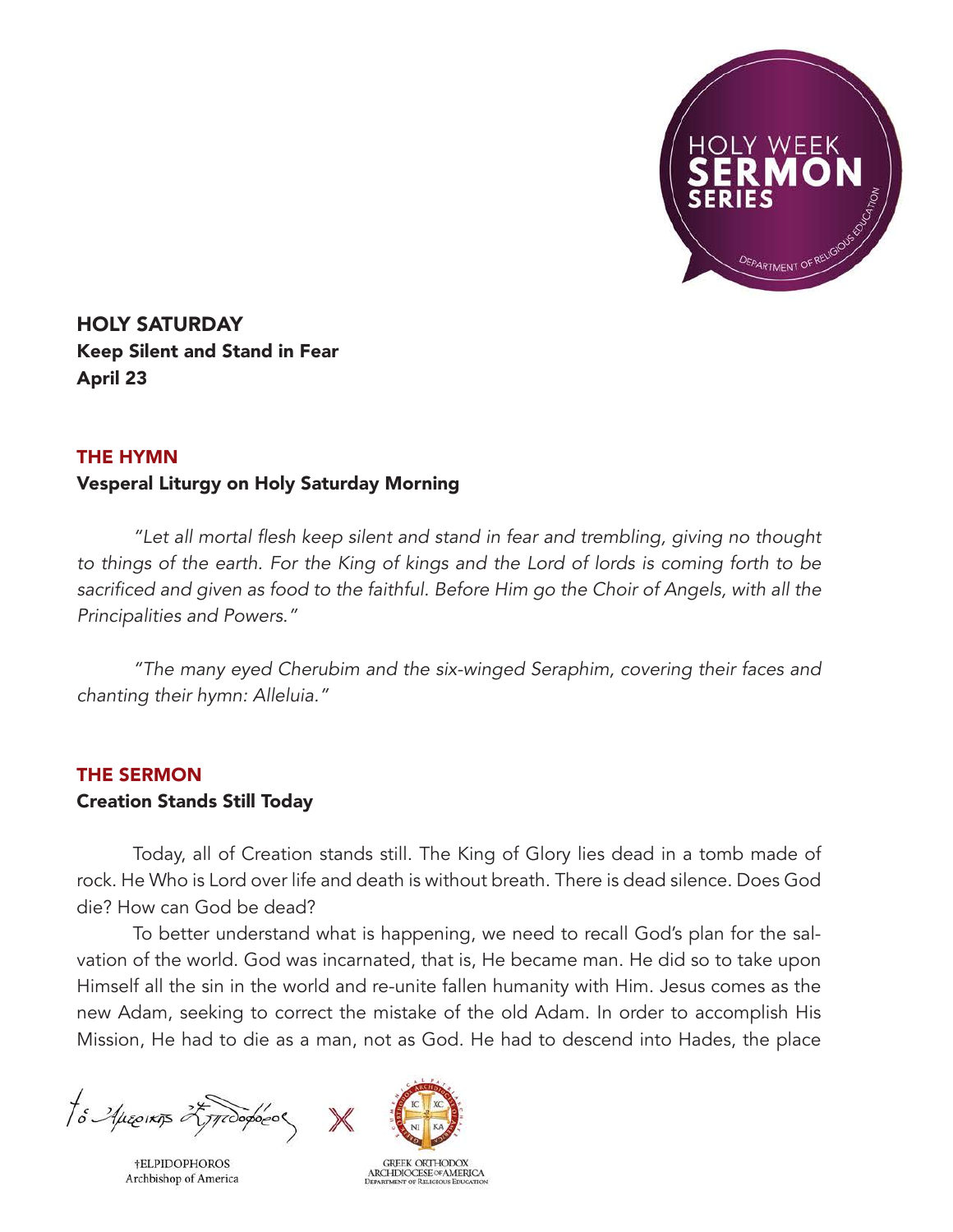# HOLY SATURDAY

**Keep Silent and Stand in Fear**

**April 23**

## THE HYMN

### Vesperal Liturgy on Holy Saturday Morning

*"Let all mortal flesh keep silent and stand in fear and trembling, giving no thought to things of the earth. For the King of kings and the Lord of lords is coming forth to be sacrificed and given as food to the faithful. Before Him go the Choir of Angels, with all the Principalities and Powers."*

*"The many eyed Cherubim and the six-winged Seraphim, covering their faces and chanting their hymn: Alleluia."*

## THE SERMON

### Creation Stands Still Today

Today, all of Creation stands still. The King of Glory lies dead in a tomb made of rock. He Who is Lord over life and death is without breath. There is dead silence. Does God die? How can God be dead?

To better understand what is happening, we need to recall God's plan for the salvation of the world. God was incarnated, that is, He became man. He did so to take upon Himself all the sin in the world and re-unite fallen humanity with Him. Jesus comes as the new Adam, seeking to correct the mistake of the old Adam. In order to accomplish His Mission, He had to die as a man, not as God. He had to descend into Hades, the place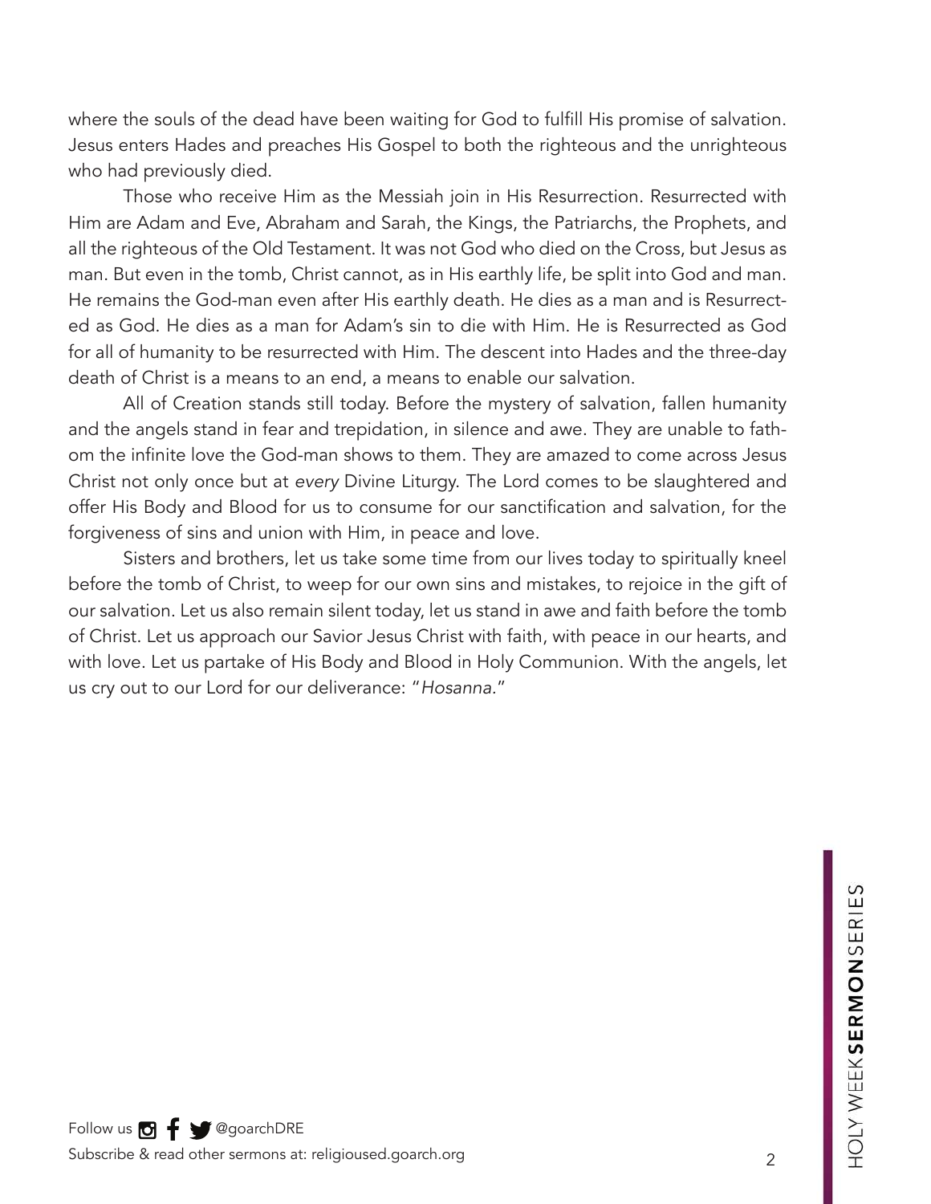where the souls of the dead have been waiting for God to fulfill His promise of salvation. Jesus enters Hades and preaches His Gospel to both the righteous and the unrighteous who had previously died.

Those who receive Him as the Messiah join in His Resurrection. Resurrected with Him are Adam and Eve, Abraham and Sarah, the Kings, the Patriarchs, the Prophets, and all the righteous of the Old Testament. It was not God who died on the Cross, but Jesus as man. But even in the tomb, Christ cannot, as in His earthly life, be split into God and man. He remains the God-man even after His earthly death. He dies as a man and is Resurrected as God. He dies as a man for Adam's sin to die with Him. He is Resurrected as God for all of humanity to be resurrected with Him. The descent into Hades and the three-day death of Christ is a means to an end, a means to enable our salvation.

All of Creation stands still today. Before the mystery of salvation, fallen humanity and the angels stand in fear and trepidation, in silence and awe. They are unable to fathom the infinite love the God-man shows to them. They are amazed to come across Jesus Christ not only once but at *every* Divine Liturgy. The Lord comes to be slaughtered and offer His Body and Blood for us to consume for our sanctification and salvation, for the forgiveness of sins and union with Him, in peace and love.

Sisters and brothers, let us take some time from our lives today to spiritually kneel before the tomb of Christ, to weep for our own sins and mistakes, to rejoice in the gift of our salvation. Let us also remain silent today, let us stand in awe and faith before the tomb of Christ. Let us approach our Savior Jesus Christ with faith, with peace in our hearts, and with love. Let us partake of His Body and Blood in Holy Communion. With the angels, let us cry out to our Lord for our deliverance: "*Hosanna.*"